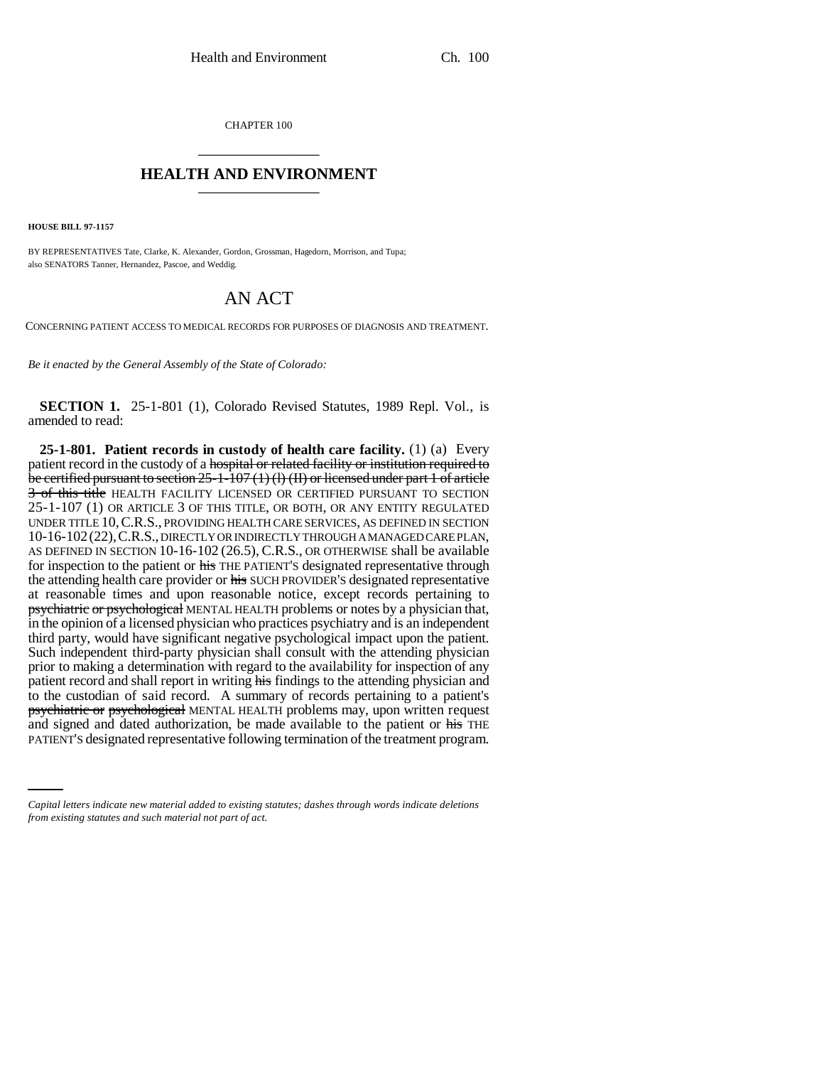CHAPTER 100

# HEALTH AND ENVIRONMENT

**HOUSE BILL 97-1157**

BY REPRESENTATIVES Tate, Clarke, K. Alexander, Gordon, Grossman, Hagedorn, Morrison, and Tupa; also SENATORS Tanner, Hernandez, Pascoe, and Weddig.

# AN ACT

CONCERNING PATIENT ACCESS TO MEDICAL RECORDS FOR PURPOSES OF DIAGNOSIS AND TREATMENT.

*Be it enacted by the General Assembly of the State of Colorado:*

**SECTION 1.** 25-1-801 (1), Colorado Revised Statutes, 1989 Repl. Vol., is amended to read:

**25-1-801. Patient records in custody of health care facility.** (1) (a) Every patient record in the custody of a ~~hospital or related facility or institution required to be certified pursuant to section 25-1-107 (1) (l) (II) or licensed under part 1 of article 3 of this title~~ HEALTH FACILITY LICENSED OR CERTIFIED PURSUANT TO SECTION 25-1-107 (1) OR ARTICLE 3 OF THIS TITLE, OR BOTH, OR ANY ENTITY REGULATED UNDER TITLE 10, C.R.S., PROVIDING HEALTH CARE SERVICES, AS DEFINED IN SECTION 10-16-102 (22), C.R.S., DIRECTLY OR INDIRECTLY THROUGH A MANAGED CARE PLAN, AS DEFINED IN SECTION 10-16-102 (26.5), C.R.S., OR OTHERWISE shall be available for inspection to the patient or ~~his~~ THE PATIENT'S designated representative through the attending health care provider or ~~his~~ SUCH PROVIDER'S designated representative at reasonable times and upon reasonable notice, except records pertaining to ~~psychiatric or psychological~~ MENTAL HEALTH problems or notes by a physician that, in the opinion of a licensed physician who practices psychiatry and is an independent third party, would have significant negative psychological impact upon the patient. Such independent third-party physician shall consult with the attending physician prior to making a determination with regard to the availability for inspection of any patient record and shall report in writing ~~his~~ findings to the attending physician and to the custodian of said record. A summary of records pertaining to a patient's ~~psychiatric or psychological~~ MENTAL HEALTH problems may, upon written request and signed and dated authorization, be made available to the patient or ~~his~~ THE PATIENT'S designated representative following termination of the treatment program.

*Capital letters indicate new material added to existing statutes; dashes through words indicate deletions from existing statutes and such material not part of act.*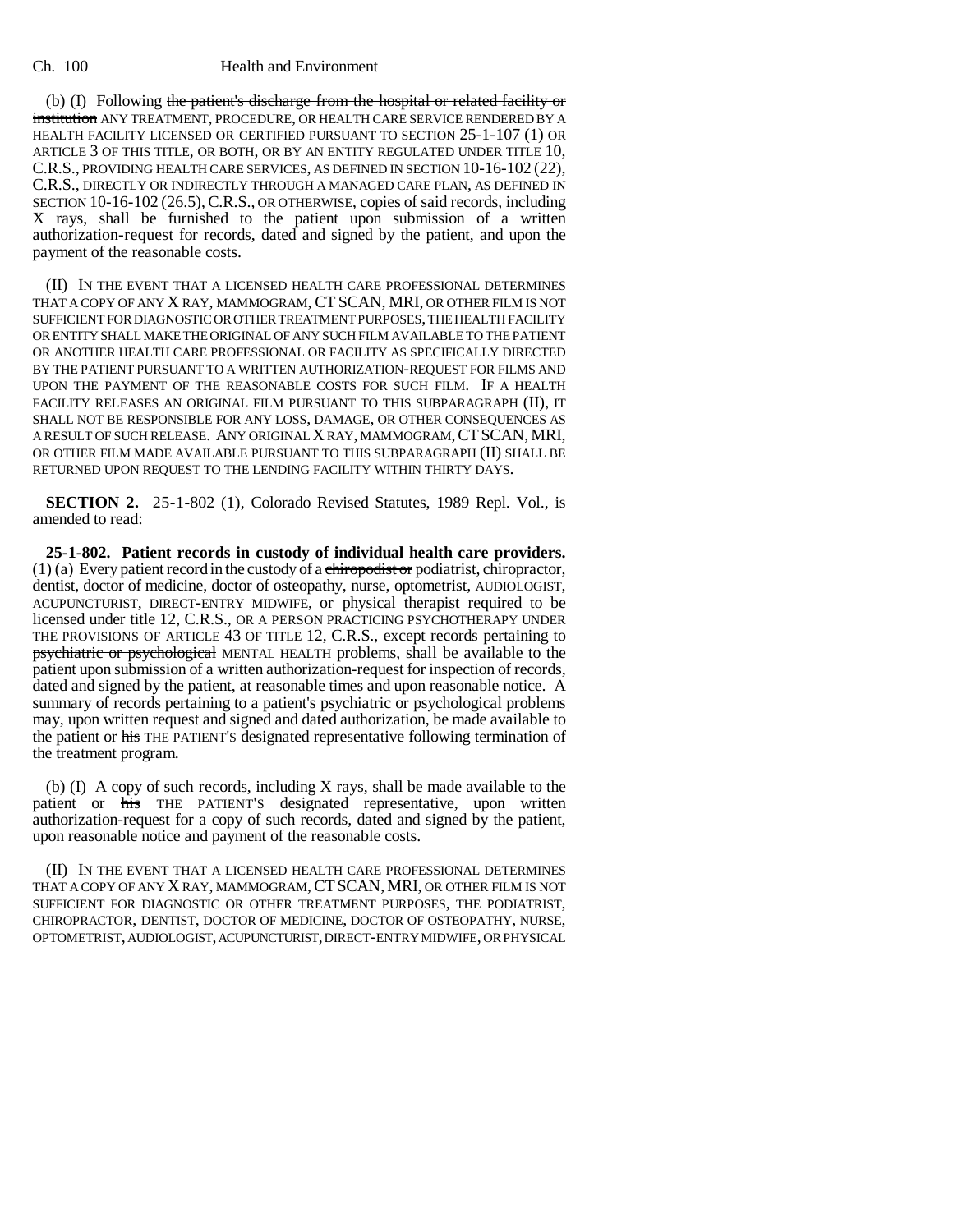(b) (I) Following ~~the patient's discharge from the hospital or related facility or institution~~ ANY TREATMENT, PROCEDURE, OR HEALTH CARE SERVICE RENDERED BY A HEALTH FACILITY LICENSED OR CERTIFIED PURSUANT TO SECTION 25-1-107 (1) OR ARTICLE 3 OF THIS TITLE, OR BOTH, OR BY AN ENTITY REGULATED UNDER TITLE 10, C.R.S., PROVIDING HEALTH CARE SERVICES, AS DEFINED IN SECTION 10-16-102 (22), C.R.S., DIRECTLY OR INDIRECTLY THROUGH A MANAGED CARE PLAN, AS DEFINED IN SECTION 10-16-102 (26.5), C.R.S., OR OTHERWISE, copies of said records, including X rays, shall be furnished to the patient upon submission of a written authorization-request for records, dated and signed by the patient, and upon the payment of the reasonable costs.

(II) IN THE EVENT THAT A LICENSED HEALTH CARE PROFESSIONAL DETERMINES THAT A COPY OF ANY X RAY, MAMMOGRAM, CT SCAN, MRI, OR OTHER FILM IS NOT SUFFICIENT FOR DIAGNOSTIC OR OTHER TREATMENT PURPOSES, THE HEALTH FACILITY OR ENTITY SHALL MAKE THE ORIGINAL OF ANY SUCH FILM AVAILABLE TO THE PATIENT OR ANOTHER HEALTH CARE PROFESSIONAL OR FACILITY AS SPECIFICALLY DIRECTED BY THE PATIENT PURSUANT TO A WRITTEN AUTHORIZATION-REQUEST FOR FILMS AND UPON THE PAYMENT OF THE REASONABLE COSTS FOR SUCH FILM. IF A HEALTH FACILITY RELEASES AN ORIGINAL FILM PURSUANT TO THIS SUBPARAGRAPH (II), IT SHALL NOT BE RESPONSIBLE FOR ANY LOSS, DAMAGE, OR OTHER CONSEQUENCES AS A RESULT OF SUCH RELEASE. ANY ORIGINAL X RAY, MAMMOGRAM, CT SCAN, MRI, OR OTHER FILM MADE AVAILABLE PURSUANT TO THIS SUBPARAGRAPH (II) SHALL BE RETURNED UPON REQUEST TO THE LENDING FACILITY WITHIN THIRTY DAYS.

**SECTION 2.** 25-1-802 (1), Colorado Revised Statutes, 1989 Repl. Vol., is amended to read:

**25-1-802. Patient records in custody of individual health care providers.** (1) (a) Every patient record in the custody of a ~~chiropodist or~~ podiatrist, chiropractor, dentist, doctor of medicine, doctor of osteopathy, nurse, optometrist, AUDIOLOGIST, ACUPUNCTURIST, DIRECT-ENTRY MIDWIFE, or physical therapist required to be licensed under title 12, C.R.S., OR A PERSON PRACTICING PSYCHOTHERAPY UNDER THE PROVISIONS OF ARTICLE 43 OF TITLE 12, C.R.S., except records pertaining to ~~psychiatric or psychological~~ MENTAL HEALTH problems, shall be available to the patient upon submission of a written authorization-request for inspection of records, dated and signed by the patient, at reasonable times and upon reasonable notice. A summary of records pertaining to a patient's psychiatric or psychological problems may, upon written request and signed and dated authorization, be made available to the patient or ~~his~~ THE PATIENT'S designated representative following termination of the treatment program.

(b) (I) A copy of such records, including X rays, shall be made available to the patient or ~~his~~ THE PATIENT'S designated representative, upon written authorization-request for a copy of such records, dated and signed by the patient, upon reasonable notice and payment of the reasonable costs.

(II) IN THE EVENT THAT A LICENSED HEALTH CARE PROFESSIONAL DETERMINES THAT A COPY OF ANY X RAY, MAMMOGRAM, CT SCAN, MRI, OR OTHER FILM IS NOT SUFFICIENT FOR DIAGNOSTIC OR OTHER TREATMENT PURPOSES, THE PODIATRIST, CHIROPRACTOR, DENTIST, DOCTOR OF MEDICINE, DOCTOR OF OSTEOPATHY, NURSE, OPTOMETRIST, AUDIOLOGIST, ACUPUNCTURIST, DIRECT-ENTRY MIDWIFE, OR PHYSICAL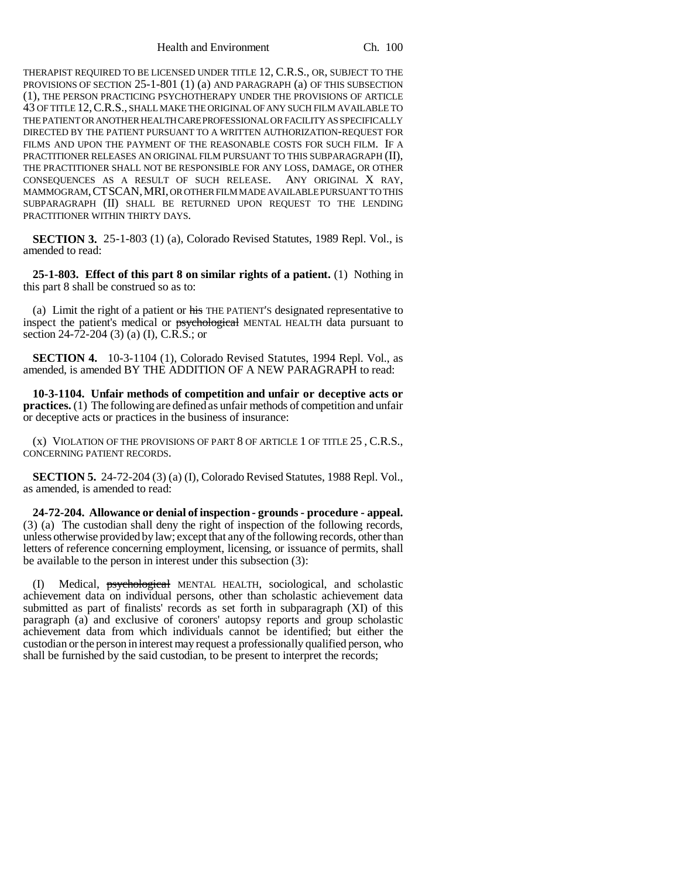THERAPIST REQUIRED TO BE LICENSED UNDER TITLE 12, C.R.S., OR, SUBJECT TO THE PROVISIONS OF SECTION 25-1-801 (1) (a) AND PARAGRAPH (a) OF THIS SUBSECTION (1), THE PERSON PRACTICING PSYCHOTHERAPY UNDER THE PROVISIONS OF ARTICLE 43 OF TITLE 12, C.R.S., SHALL MAKE THE ORIGINAL OF ANY SUCH FILM AVAILABLE TO THE PATIENT OR ANOTHER HEALTH CARE PROFESSIONAL OR FACILITY AS SPECIFICALLY DIRECTED BY THE PATIENT PURSUANT TO A WRITTEN AUTHORIZATION-REQUEST FOR FILMS AND UPON THE PAYMENT OF THE REASONABLE COSTS FOR SUCH FILM. IF A PRACTITIONER RELEASES AN ORIGINAL FILM PURSUANT TO THIS SUBPARAGRAPH (II), THE PRACTITIONER SHALL NOT BE RESPONSIBLE FOR ANY LOSS, DAMAGE, OR OTHER CONSEQUENCES AS A RESULT OF SUCH RELEASE. ANY ORIGINAL X RAY, MAMMOGRAM, CT SCAN, MRI, OR OTHER FILM MADE AVAILABLE PURSUANT TO THIS SUBPARAGRAPH (II) SHALL BE RETURNED UPON REQUEST TO THE LENDING PRACTITIONER WITHIN THIRTY DAYS.

**SECTION 3.** 25-1-803 (1) (a), Colorado Revised Statutes, 1989 Repl. Vol., is amended to read:

**25-1-803. Effect of this part 8 on similar rights of a patient.** (1) Nothing in this part 8 shall be construed so as to:

(a) Limit the right of a patient or ~~his~~ THE PATIENT'S designated representative to inspect the patient's medical or ~~psychological~~ MENTAL HEALTH data pursuant to section 24-72-204 (3) (a) (I), C.R.S.; or

**SECTION 4.** 10-3-1104 (1), Colorado Revised Statutes, 1994 Repl. Vol., as amended, is amended BY THE ADDITION OF A NEW PARAGRAPH to read:

**10-3-1104. Unfair methods of competition and unfair or deceptive acts or practices.** (1) The following are defined as unfair methods of competition and unfair or deceptive acts or practices in the business of insurance:

(x) VIOLATION OF THE PROVISIONS OF PART 8 OF ARTICLE 1 OF TITLE 25 , C.R.S., CONCERNING PATIENT RECORDS.

**SECTION 5.** 24-72-204 (3) (a) (I), Colorado Revised Statutes, 1988 Repl. Vol., as amended, is amended to read:

**24-72-204. Allowance or denial of inspection - grounds - procedure - appeal.** (3) (a) The custodian shall deny the right of inspection of the following records, unless otherwise provided by law; except that any of the following records, other than letters of reference concerning employment, licensing, or issuance of permits, shall be available to the person in interest under this subsection (3):

(I) Medical, ~~psychological~~ MENTAL HEALTH, sociological, and scholastic achievement data on individual persons, other than scholastic achievement data submitted as part of finalists' records as set forth in subparagraph (XI) of this paragraph (a) and exclusive of coroners' autopsy reports and group scholastic achievement data from which individuals cannot be identified; but either the custodian or the person in interest may request a professionally qualified person, who shall be furnished by the said custodian, to be present to interpret the records;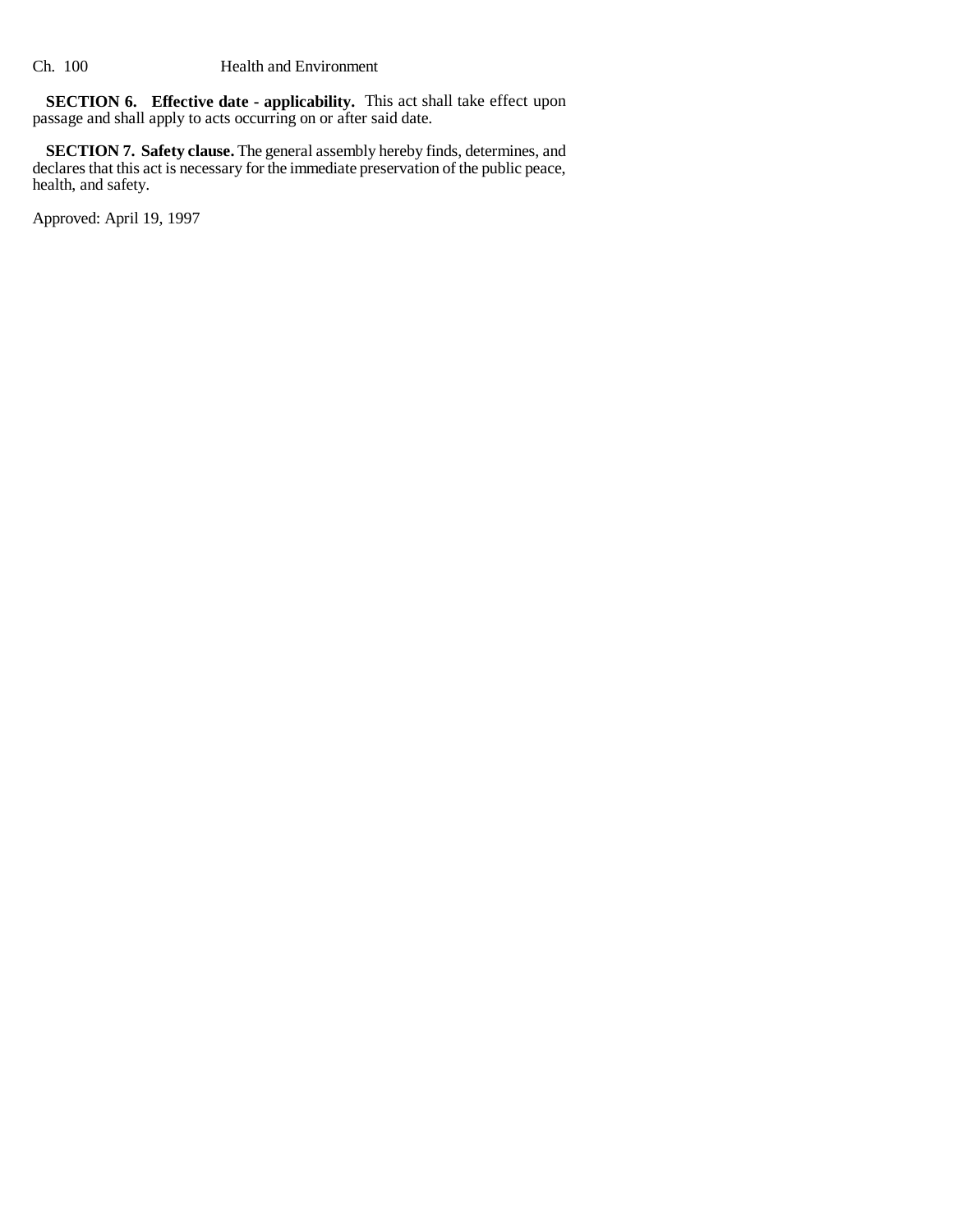**SECTION 6. Effective date - applicability.** This act shall take effect upon passage and shall apply to acts occurring on or after said date.

**SECTION 7. Safety clause.** The general assembly hereby finds, determines, and declares that this act is necessary for the immediate preservation of the public peace, health, and safety.

Approved: April 19, 1997